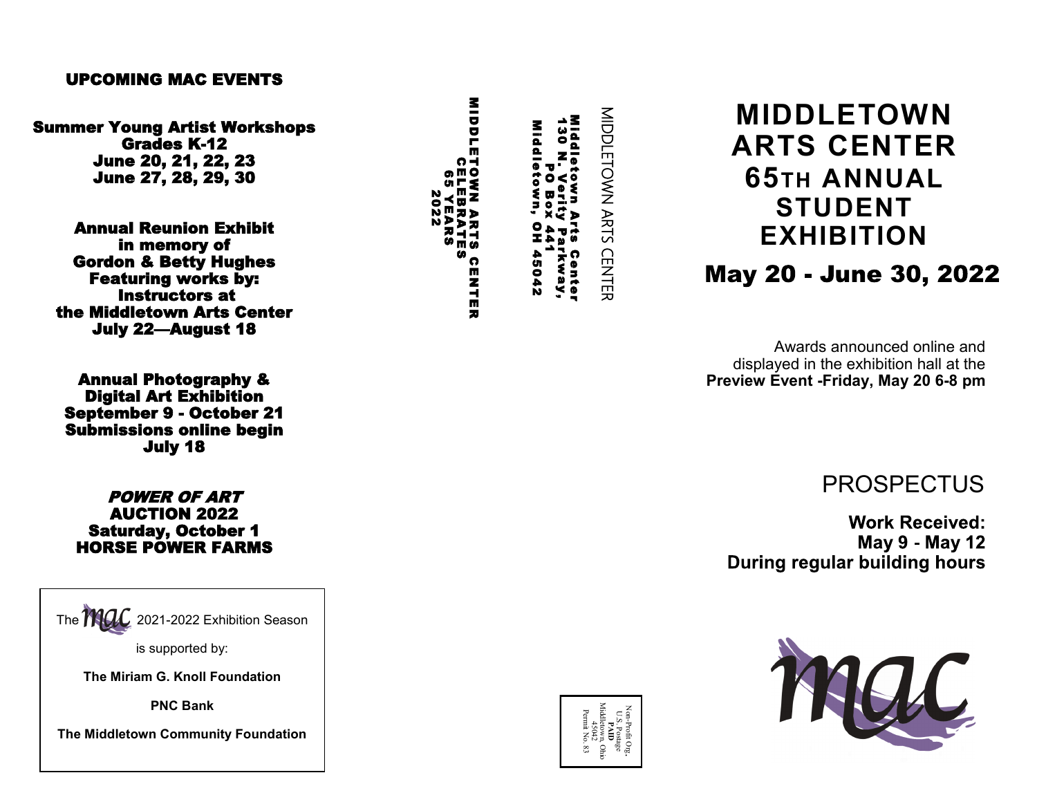## UPCOMING MAC EVENTS

**Summer Young Artist Workshops**
**Grades K-12**
**June 20, 21, 22, 23**
**June 27, 28, 29, 30**

**Annual Reunion Exhibit**
**in memory of**
**Gordon & Betty Hughes**
**Featuring works by:**
**Instructors at**
**the Middletown Arts Center**
**July 22—August 18**

**Annual Photography &**
**Digital Art Exhibition**
**September 9 - October 21**
**Submissions online begin**
**July 18**

***POWER OF ART***
**AUCTION 2022**
**Saturday, October 1**
**HORSE POWER FARMS**

The mac 2021-2022 Exhibition Season

is supported by:

**The Miriam G. Knoll Foundation**

**PNC Bank**

**The Middletown Community Foundation**

MIDDLETOWN ARTS CENTER
CELEBRATES
65 YEARS
2022

Middletown Arts Center
130 N. Verity Parkway,
PO Box 441
Middletown, OH 45042

MIDDLETOWN ARTS CENTER

Non-Profit Org.
U.S. Postage
PAID
Middletown, Ohio
45042
Permit No. 83

# MIDDLETOWN ARTS CENTER 65TH ANNUAL STUDENT EXHIBITION

## May 20 - June 30, 2022

Awards announced online and displayed in the exhibition hall at the **Preview Event -Friday, May 20 6-8 pm**

PROSPECTUS

**Work Received:**
**May 9 - May 12**
**During regular building hours**

mac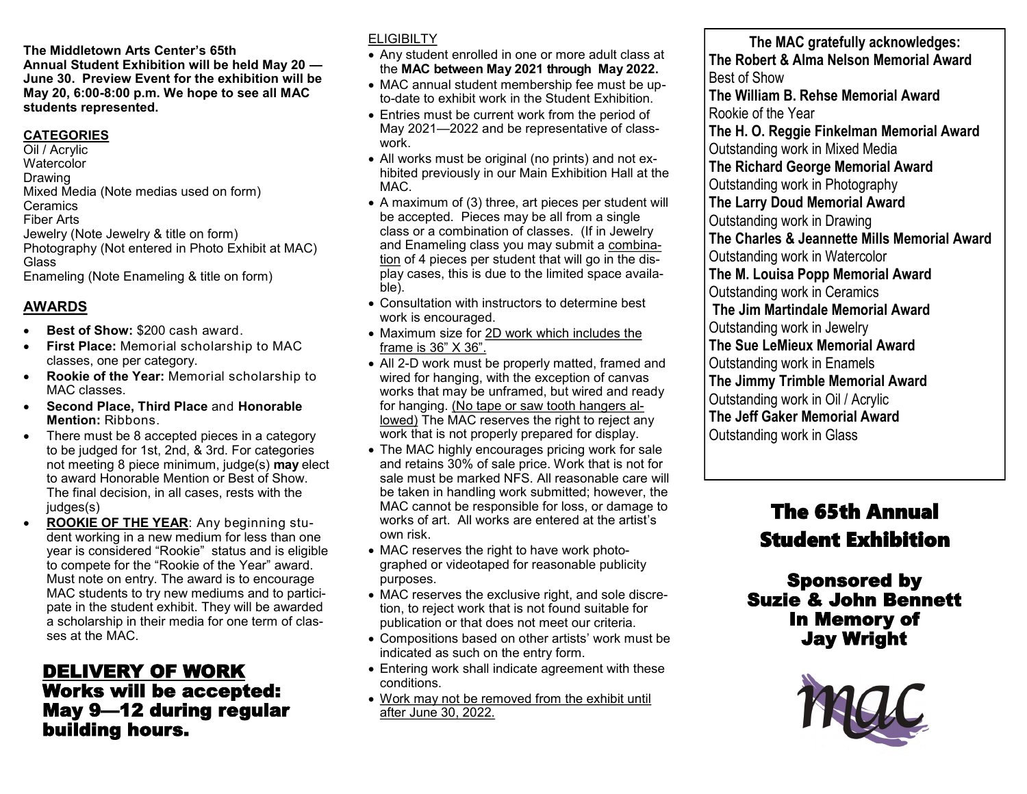**The Middletown Arts Center's 65th Annual Student Exhibition will be held May 20 — June 30. Preview Event for the exhibition will be May 20, 6:00-8:00 p.m. We hope to see all MAC students represented.**

## CATEGORIES

Oil / Acrylic
Watercolor
Drawing
Mixed Media (Note medias used on form)
Ceramics
Fiber Arts
Jewelry (Note Jewelry & title on form)
Photography (Not entered in Photo Exhibit at MAC)
Glass
Enameling (Note Enameling & title on form)

## AWARDS

- **Best of Show:** $200 cash award.
- **First Place:** Memorial scholarship to MAC classes, one per category.
- **Rookie of the Year:** Memorial scholarship to MAC classes.
- **Second Place, Third Place** and **Honorable Mention:** Ribbons.
- There must be 8 accepted pieces in a category to be judged for 1st, 2nd, & 3rd. For categories not meeting 8 piece minimum, judge(s) **may** elect to award Honorable Mention or Best of Show. The final decision, in all cases, rests with the judges(s)
- **ROOKIE OF THE YEAR**: Any beginning student working in a new medium for less than one year is considered "Rookie" status and is eligible to compete for the "Rookie of the Year" award. Must note on entry. The award is to encourage MAC students to try new mediums and to participate in the student exhibit. They will be awarded a scholarship in their media for one term of classes at the MAC.

## DELIVERY OF WORK

## Works will be accepted: May 9—12 during regular building hours.

## ELIGIBILTY

- Any student enrolled in one or more adult class at the **MAC between May 2021 through May 2022.**
- MAC annual student membership fee must be up-to-date to exhibit work in the Student Exhibition.
- Entries must be current work from the period of May 2021—2022 and be representative of class-work.
- All works must be original (no prints) and not exhibited previously in our Main Exhibition Hall at the MAC.
- A maximum of (3) three, art pieces per student will be accepted. Pieces may be all from a single class or a combination of classes. (If in Jewelry and Enameling class you may submit a combination of 4 pieces per student that will go in the display cases, this is due to the limited space available).
- Consultation with instructors to determine best work is encouraged.
- Maximum size for 2D work which includes the frame is 36" X 36".
- All 2-D work must be properly matted, framed and wired for hanging, with the exception of canvas works that may be unframed, but wired and ready for hanging. (No tape or saw tooth hangers allowed) The MAC reserves the right to reject any work that is not properly prepared for display.
- The MAC highly encourages pricing work for sale and retains 30% of sale price. Work that is not for sale must be marked NFS. All reasonable care will be taken in handling work submitted; however, the MAC cannot be responsible for loss, or damage to works of art. All works are entered at the artist's own risk.
- MAC reserves the right to have work photographed or videotaped for reasonable publicity purposes.
- MAC reserves the exclusive right, and sole discretion, to reject work that is not found suitable for publication or that does not meet our criteria.
- Compositions based on other artists' work must be indicated as such on the entry form.
- Entering work shall indicate agreement with these conditions.
- Work may not be removed from the exhibit until after June 30, 2022.

**The MAC gratefully acknowledges:**

**The Robert & Alma Nelson Memorial Award**
Best of Show
**The William B. Rehse Memorial Award**
Rookie of the Year
**The H. O. Reggie Finkelman Memorial Award**
Outstanding work in Mixed Media
**The Richard George Memorial Award**
Outstanding work in Photography
**The Larry Doud Memorial Award**
Outstanding work in Drawing
**The Charles & Jeannette Mills Memorial Award**
Outstanding work in Watercolor
**The M. Louisa Popp Memorial Award**
Outstanding work in Ceramics
**The Jim Martindale Memorial Award**
Outstanding work in Jewelry
**The Sue LeMieux Memorial Award**
Outstanding work in Enamels
**The Jimmy Trimble Memorial Award**
Outstanding work in Oil / Acrylic
**The Jeff Gaker Memorial Award**
Outstanding work in Glass

# The 65th Annual Student Exhibition

## Sponsored by Suzie & John Bennett In Memory of Jay Wright

mac